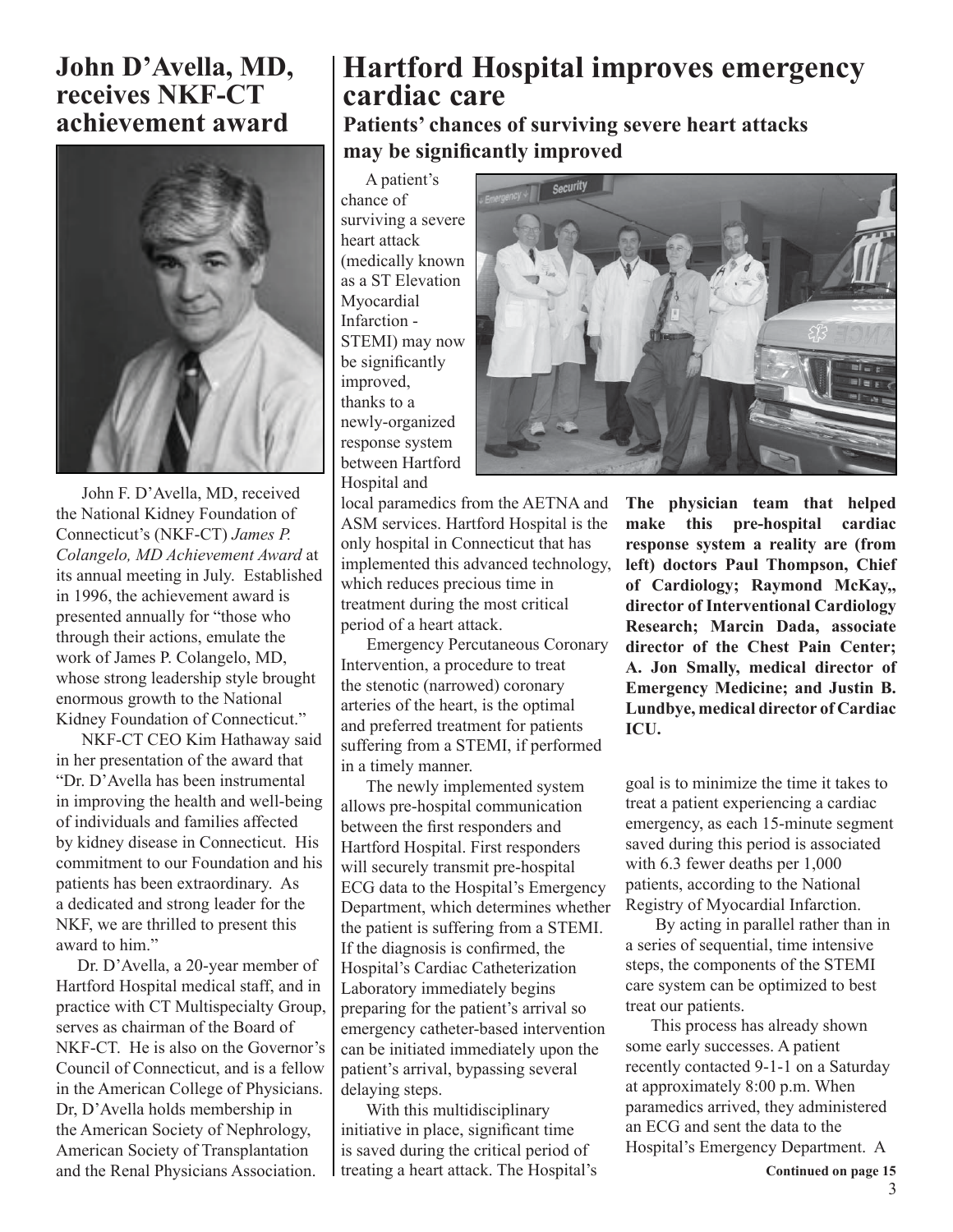## John D'Avella, MD, receives NKF-CT achievement award

John F. D'Avella, MD, received the National Kidney Foundation of Connecticut's (NKF-CT) *James P. Colangelo, MD Achievement Award* at its annual meeting in July. Established in 1996, the achievement award is presented annually for "those who through their actions, emulate the work of James P. Colangelo, MD, whose strong leadership style brought enormous growth to the National Kidney Foundation of Connecticut."

NKF-CT CEO Kim Hathaway said in her presentation of the award that "Dr. D'Avella has been instrumental in improving the health and well-being of individuals and families affected by kidney disease in Connecticut. His commitment to our Foundation and his patients has been extraordinary. As a dedicated and strong leader for the NKF, we are thrilled to present this award to him."

Dr. D'Avella, a 20-year member of Hartford Hospital medical staff, and in practice with CT Multispecialty Group, serves as chairman of the Board of NKF-CT. He is also on the Governor's Council of Connecticut, and is a fellow in the American College of Physicians. Dr, D'Avella holds membership in the American Society of Nephrology, American Society of Transplantation and the Renal Physicians Association.

## Hartford Hospital improves emergency cardiac care

### Patients' chances of surviving severe heart attacks may be significantly improved

A patient's chance of surviving a severe heart attack (medically known as a ST Elevation Myocardial Infarction - STEMI) may now be significantly improved, thanks to a newly-organized response system between Hartford Hospital and local paramedics from the AETNA and ASM services. Hartford Hospital is the only hospital in Connecticut that has implemented this advanced technology, which reduces precious time in treatment during the most critical period of a heart attack.

Emergency Percutaneous Coronary Intervention, a procedure to treat the stenotic (narrowed) coronary arteries of the heart, is the optimal and preferred treatment for patients suffering from a STEMI, if performed in a timely manner.

The newly implemented system allows pre-hospital communication between the first responders and Hartford Hospital. First responders will securely transmit pre-hospital ECG data to the Hospital's Emergency Department, which determines whether the patient is suffering from a STEMI. If the diagnosis is confirmed, the Hospital's Cardiac Catheterization Laboratory immediately begins preparing for the patient's arrival so emergency catheter-based intervention can be initiated immediately upon the patient's arrival, bypassing several delaying steps.

With this multidisciplinary initiative in place, significant time is saved during the critical period of treating a heart attack. The Hospital's goal is to minimize the time it takes to treat a patient experiencing a cardiac emergency, as each 15-minute segment saved during this period is associated with 6.3 fewer deaths per 1,000 patients, according to the National Registry of Myocardial Infarction.

**The physician team that helped make this pre-hospital cardiac response system a reality are (from left) doctors Paul Thompson, Chief of Cardiology; Raymond McKay,, director of Interventional Cardiology Research; Marcin Dada, associate director of the Chest Pain Center; A. Jon Smally, medical director of Emergency Medicine; and Justin B. Lundbye, medical director of Cardiac ICU.**

By acting in parallel rather than in a series of sequential, time intensive steps, the components of the STEMI care system can be optimized to best treat our patients.

This process has already shown some early successes. A patient recently contacted 9-1-1 on a Saturday at approximately 8:00 p.m. When paramedics arrived, they administered an ECG and sent the data to the Hospital's Emergency Department. A

**Continued on page 15**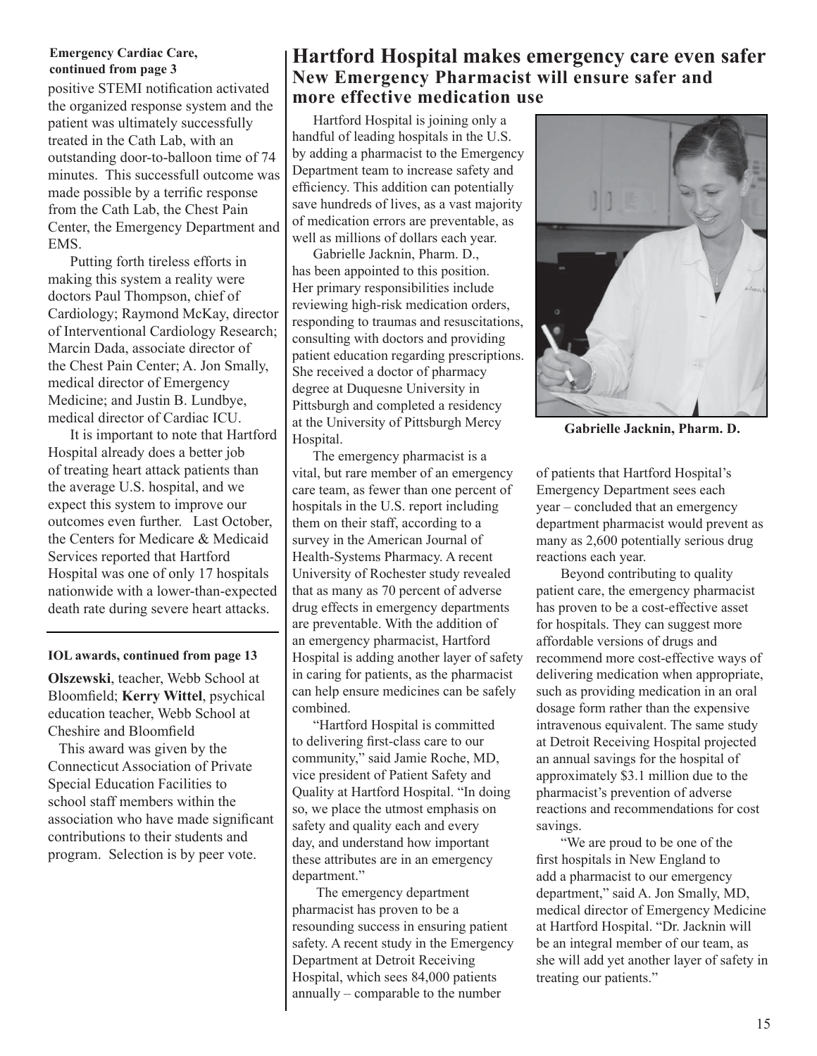**Emergency Cardiac Care, continued from page 3**

positive STEMI notification activated the organized response system and the patient was ultimately successfully treated in the Cath Lab, with an outstanding door-to-balloon time of 74 minutes. This successfull outcome was made possible by a terrific response from the Cath Lab, the Chest Pain Center, the Emergency Department and EMS.

Putting forth tireless efforts in making this system a reality were doctors Paul Thompson, chief of Cardiology; Raymond McKay, director of Interventional Cardiology Research; Marcin Dada, associate director of the Chest Pain Center; A. Jon Smally, medical director of Emergency Medicine; and Justin B. Lundbye, medical director of Cardiac ICU.

It is important to note that Hartford Hospital already does a better job of treating heart attack patients than the average U.S. hospital, and we expect this system to improve our outcomes even further. Last October, the Centers for Medicare & Medicaid Services reported that Hartford Hospital was one of only 17 hospitals nationwide with a lower-than-expected death rate during severe heart attacks.

---

**IOL awards, continued from page 13**

**Olszewski**, teacher, Webb School at Bloomfield; **Kerry Wittel**, psychical education teacher, Webb School at Cheshire and Bloomfield

This award was given by the Connecticut Association of Private Special Education Facilities to school staff members within the association who have made significant contributions to their students and program. Selection is by peer vote.

# Hartford Hospital makes emergency care even safer

## New Emergency Pharmacist will ensure safer and more effective medication use

Hartford Hospital is joining only a handful of leading hospitals in the U.S. by adding a pharmacist to the Emergency Department team to increase safety and efficiency. This addition can potentially save hundreds of lives, as a vast majority of medication errors are preventable, as well as millions of dollars each year.

Gabrielle Jacknin, Pharm. D., has been appointed to this position. Her primary responsibilities include reviewing high-risk medication orders, responding to traumas and resuscitations, consulting with doctors and providing patient education regarding prescriptions. She received a doctor of pharmacy degree at Duquesne University in Pittsburgh and completed a residency at the University of Pittsburgh Mercy Hospital.

**Gabrielle Jacknin, Pharm. D.**

The emergency pharmacist is a vital, but rare member of an emergency care team, as fewer than one percent of hospitals in the U.S. report including them on their staff, according to a survey in the American Journal of Health-Systems Pharmacy. A recent University of Rochester study revealed that as many as 70 percent of adverse drug effects in emergency departments are preventable. With the addition of an emergency pharmacist, Hartford Hospital is adding another layer of safety in caring for patients, as the pharmacist can help ensure medicines can be safely combined.

"Hartford Hospital is committed to delivering first-class care to our community," said Jamie Roche, MD, vice president of Patient Safety and Quality at Hartford Hospital. "In doing so, we place the utmost emphasis on safety and quality each and every day, and understand how important these attributes are in an emergency department."

The emergency department pharmacist has proven to be a resounding success in ensuring patient safety. A recent study in the Emergency Department at Detroit Receiving Hospital, which sees 84,000 patients annually – comparable to the number of patients that Hartford Hospital's Emergency Department sees each year – concluded that an emergency department pharmacist would prevent as many as 2,600 potentially serious drug reactions each year.

Beyond contributing to quality patient care, the emergency pharmacist has proven to be a cost-effective asset for hospitals. They can suggest more affordable versions of drugs and recommend more cost-effective ways of delivering medication when appropriate, such as providing medication in an oral dosage form rather than the expensive intravenous equivalent. The same study at Detroit Receiving Hospital projected an annual savings for the hospital of approximately $3.1 million due to the pharmacist's prevention of adverse reactions and recommendations for cost savings.

"We are proud to be one of the first hospitals in New England to add a pharmacist to our emergency department," said A. Jon Smally, MD, medical director of Emergency Medicine at Hartford Hospital. "Dr. Jacknin will be an integral member of our team, as she will add yet another layer of safety in treating our patients."